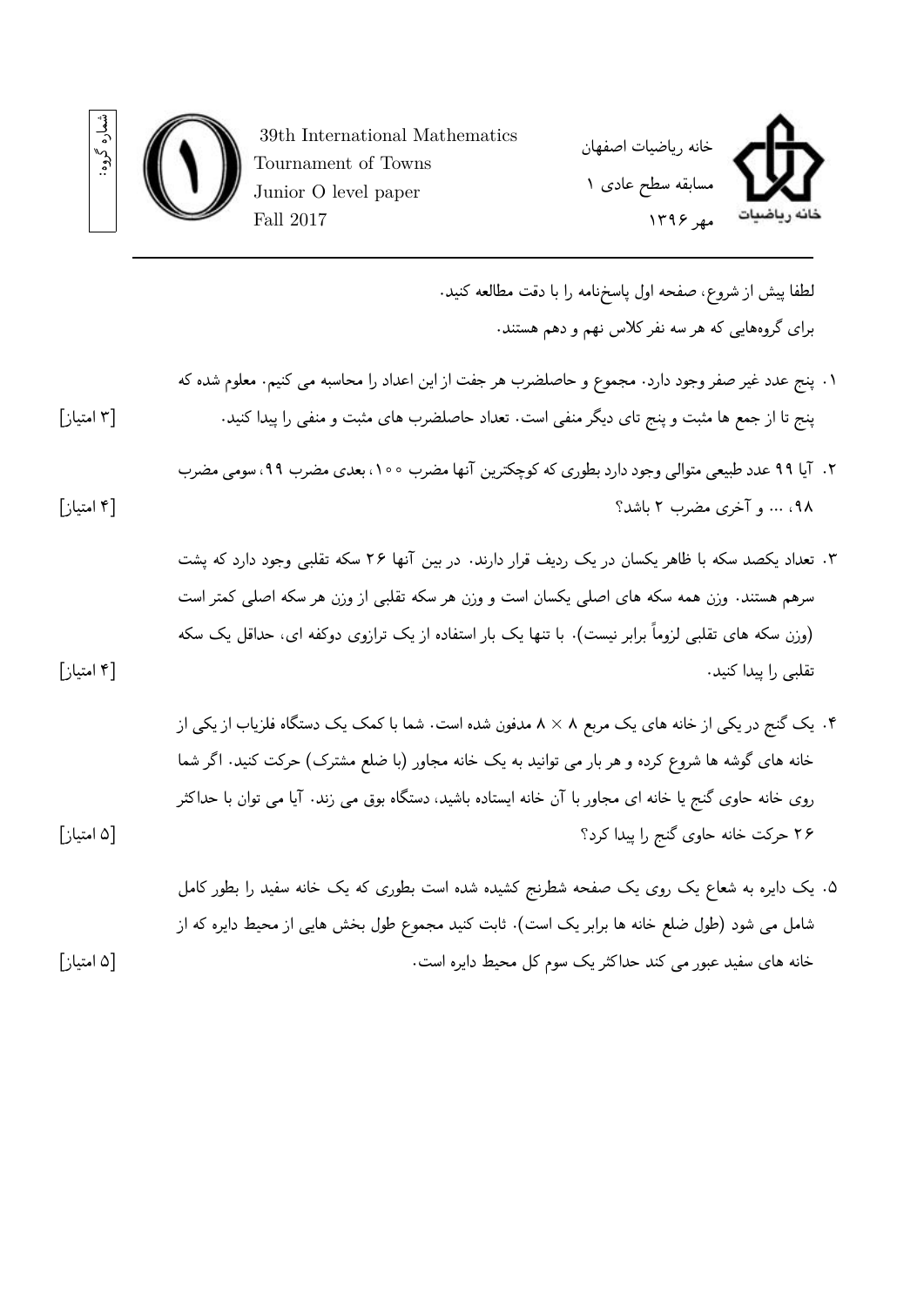شماره گروه:

39th International Mathematics Tournament of Towns
Junior O level paper
Fall 2017

خانه ریاضیات اصفهان
مسابقه سطح عادی ۱
مهر ۱۳۹۶

---

لطفا پیش از شروع، صفحه اول پاسخ‌نامه را با دقت مطالعه کنید.

برای گروه‌هایی که هر سه نفر کلاس نهم و دهم هستند.

۱. پنج عدد غیر صفر وجود دارد. مجموع و حاصلضرب هر جفت از این اعداد را محاسبه می کنیم. معلوم شده که پنج تا از جمع ها مثبت و پنج تای دیگر منفی است. تعداد حاصلضرب های مثبت و منفی را پیدا کنید. [۳ امتیاز]

۲. آیا ۹۹ عدد طبیعی متوالی وجود دارد بطوری که کوچکترین آنها مضرب ۱۰۰، بعدی مضرب ۹۹، سومی مضرب ۹۸، ... و آخری مضرب ۲ باشد؟ [۴ امتیاز]

۳. تعداد یکصد سکه با ظاهر یکسان در یک ردیف قرار دارند. در بین آنها ۲۶ سکه تقلبی وجود دارد که پشت سرهم هستند. وزن همه سکه های اصلی یکسان است و وزن هر سکه تقلبی از وزن هر سکه اصلی کمتر است (وزن سکه های تقلبی لزوماً برابر نیست). با تنها یک بار استفاده از یک ترازوی دوکفه ای، حداقل یک سکه تقلبی را پیدا کنید. [۴ امتیاز]

۴. یک گنج در یکی از خانه های یک مربع $8 \times 8$ مدفون شده است. شما با کمک یک دستگاه فلزیاب از یکی از خانه های گوشه ها شروع کرده و هر بار می توانید به یک خانه مجاور (با ضلع مشترک) حرکت کنید. اگر شما روی خانه حاوی گنج یا خانه ای مجاور با آن خانه ایستاده باشید، دستگاه بوق می زند. آیا می توان با حداکثر ۲۶ حرکت خانه حاوی گنج را پیدا کرد؟ [۵ امتیاز]

۵. یک دایره به شعاع یک روی یک صفحه شطرنج کشیده شده است بطوری که یک خانه سفید را بطور کامل شامل می شود (طول ضلع خانه ها برابر یک است). ثابت کنید مجموع طول بخش هایی از محیط دایره که از خانه های سفید عبور می کند حداکثر یک سوم کل محیط دایره است. [۵ امتیاز]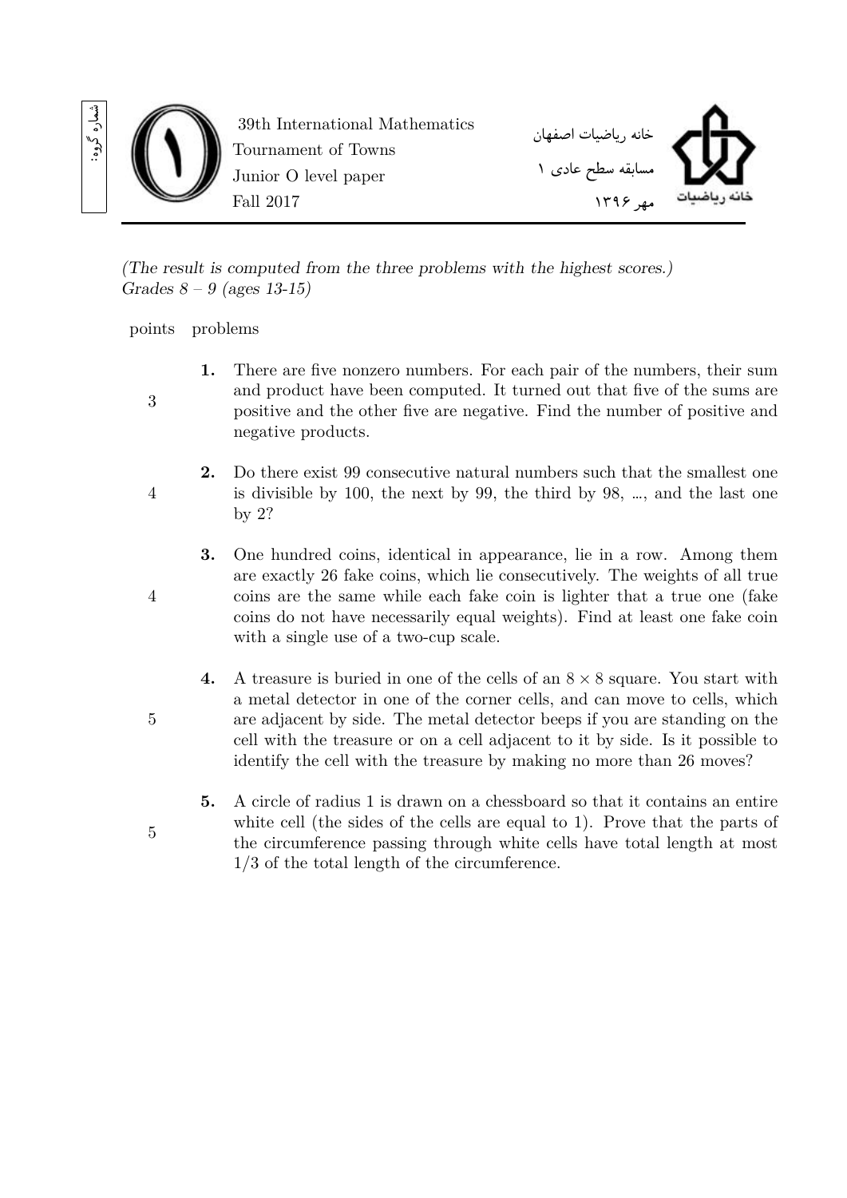39th International Mathematics Tournament of Towns
Junior O level paper
Fall 2017

خانه ریاضیات اصفهان
مسابقه سطح عادی ۱
مهر ۱۳۹۶

شماره گروه:

*(The result is computed from the three problems with the highest scores.)*
*Grades 8 – 9 (ages 13-15)*

| points | problems |
|---|---|
| 3 | **1.** There are five nonzero numbers. For each pair of the numbers, their sum and product have been computed. It turned out that five of the sums are positive and the other five are negative. Find the number of positive and negative products. |
| 4 | **2.** Do there exist 99 consecutive natural numbers such that the smallest one is divisible by 100, the next by 99, the third by 98, …, and the last one by 2? |
| 4 | **3.** One hundred coins, identical in appearance, lie in a row. Among them are exactly 26 fake coins, which lie consecutively. The weights of all true coins are the same while each fake coin is lighter that a true one (fake coins do not have necessarily equal weights). Find at least one fake coin with a single use of a two-cup scale. |
| 5 | **4.** A treasure is buried in one of the cells of an $8 \times 8$ square. You start with a metal detector in one of the corner cells, and can move to cells, which are adjacent by side. The metal detector beeps if you are standing on the cell with the treasure or on a cell adjacent to it by side. Is it possible to identify the cell with the treasure by making no more than 26 moves? |
| 5 | **5.** A circle of radius 1 is drawn on a chessboard so that it contains an entire white cell (the sides of the cells are equal to 1). Prove that the parts of the circumference passing through white cells have total length at most 1/3 of the total length of the circumference. |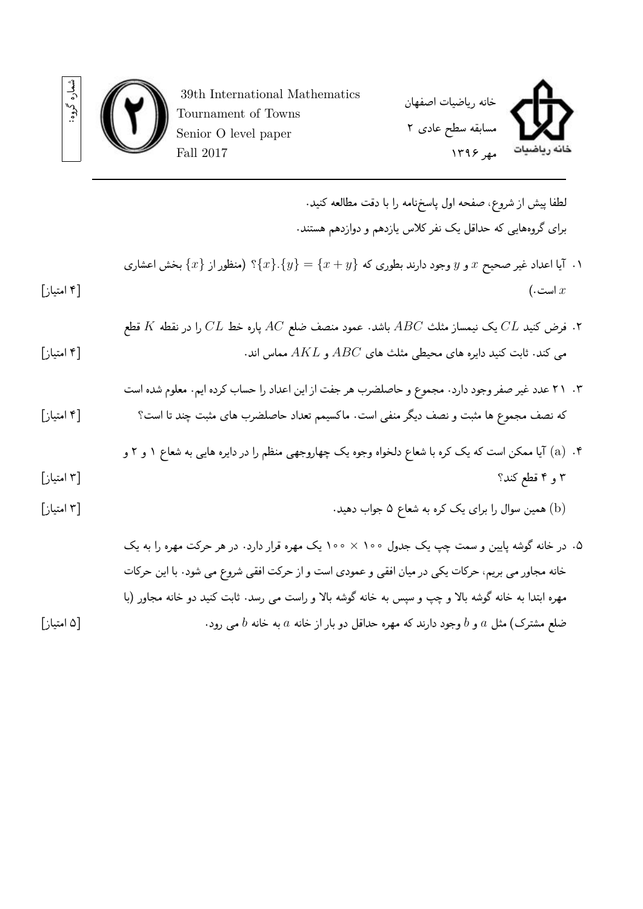شماره گروه:

39th International Mathematics Tournament of Towns
Senior O level paper
Fall 2017

خانه ریاضیات اصفهان
مسابقه سطح عادی ۲
مهر ۱۳۹۶

---

لطفا پیش از شروع، صفحه اول پاسخ‌نامه را با دقت مطالعه کنید.

برای گروه‌هایی که حداقل یک نفر کلاس یازدهم و دوازدهم هستند.

۱. آیا اعداد غیر صحیح $x$ و $y$ وجود دارند بطوری که $\{x\}.\{y\} = \{x+y\}$؟ (منظور از $\{x\}$ بخش اعشاری $x$ است.) [۴ امتیاز]

۲. فرض کنید $CL$ یک نیمساز مثلث $ABC$ باشد. عمود منصف ضلع $AC$ پاره خط $CL$ را در نقطه $K$ قطع می کند. ثابت کنید دایره های محیطی مثلث های $ABC$ و $AKL$ مماس اند. [۴ امتیاز]

۳. ۲۱ عدد غیر صفر وجود دارد. مجموع و حاصلضرب هر جفت از این اعداد را حساب کرده ایم. معلوم شده است که نصف مجموع ها مثبت و نصف دیگر منفی است. ماکسیمم تعداد حاصلضرب های مثبت چند تا است؟ [۴ امتیاز]

۴. (a) آیا ممکن است که یک کره با شعاع دلخواه وجوه یک چهاروجهی منظم را در دایره هایی به شعاع ۱ و ۲ و ۳ و ۴ قطع کند؟ [۳ امتیاز]

(b) همین سوال را برای یک کره به شعاع ۵ جواب دهید. [۳ امتیاز]

۵. در خانه گوشه پایین و سمت چپ یک جدول $100 \times 100$ یک مهره قرار دارد. در هر حرکت مهره را به یک خانه مجاور می بریم، حرکات یکی در میان افقی و عمودی است و از حرکت افقی شروع می شود. با این حرکات مهره ابتدا به خانه گوشه بالا و چپ و سپس به خانه گوشه بالا و راست می رسد. ثابت کنید دو خانه مجاور (با ضلع مشترک) مثل $a$ و $b$ وجود دارند که مهره حداقل دو بار از خانه $a$ به خانه $b$ می رود. [۵ امتیاز]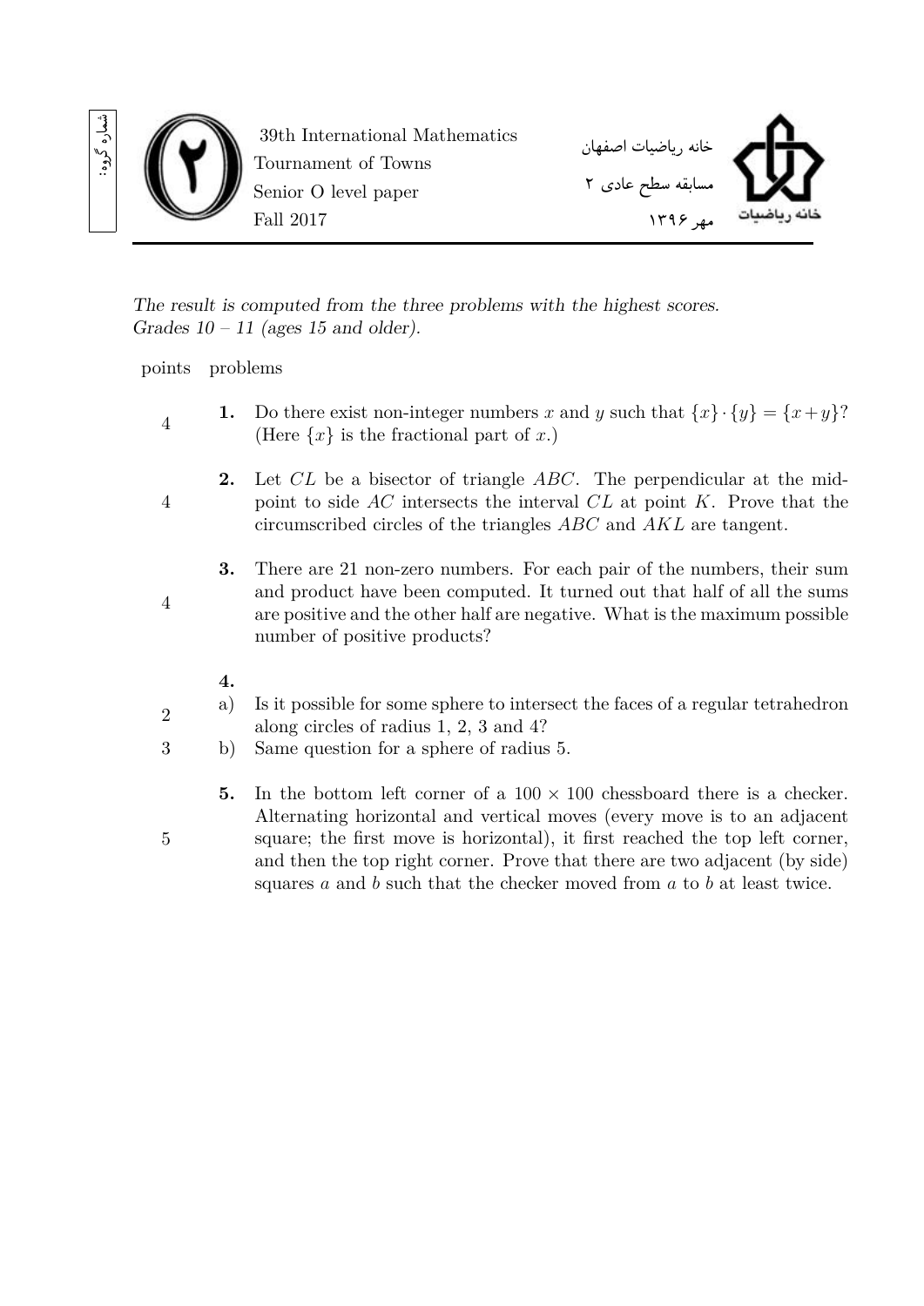شماره گروه:

39th International Mathematics
Tournament of Towns
Senior O level paper
Fall 2017

خانه ریاضیات اصفهان
مسابقه سطح عادی ۲
مهر ۱۳۹۶

خانه ریاضیات

*The result is computed from the three problems with the highest scores.*
*Grades 10 – 11 (ages 15 and older).*

| points | problems |
|---|---|
| 4 | **1.** Do there exist non-integer numbers $x$ and $y$ such that $\{x\} \cdot \{y\} = \{x+y\}$? (Here $\{x\}$ is the fractional part of $x$.) |
| 4 | **2.** Let $CL$ be a bisector of triangle $ABC$. The perpendicular at the midpoint to side $AC$ intersects the interval $CL$ at point $K$. Prove that the circumscribed circles of the triangles $ABC$ and $AKL$ are tangent. |
| 4 | **3.** There are 21 non-zero numbers. For each pair of the numbers, their sum and product have been computed. It turned out that half of all the sums are positive and the other half are negative. What is the maximum possible number of positive products? |
| | **4.** |
| 2 | a) Is it possible for some sphere to intersect the faces of a regular tetrahedron along circles of radius 1, 2, 3 and 4? |
| 3 | b) Same question for a sphere of radius 5. |
| 5 | **5.** In the bottom left corner of a $100 \times 100$ chessboard there is a checker. Alternating horizontal and vertical moves (every move is to an adjacent square; the first move is horizontal), it first reached the top left corner, and then the top right corner. Prove that there are two adjacent (by side) squares $a$ and $b$ such that the checker moved from $a$ to $b$ at least twice. |